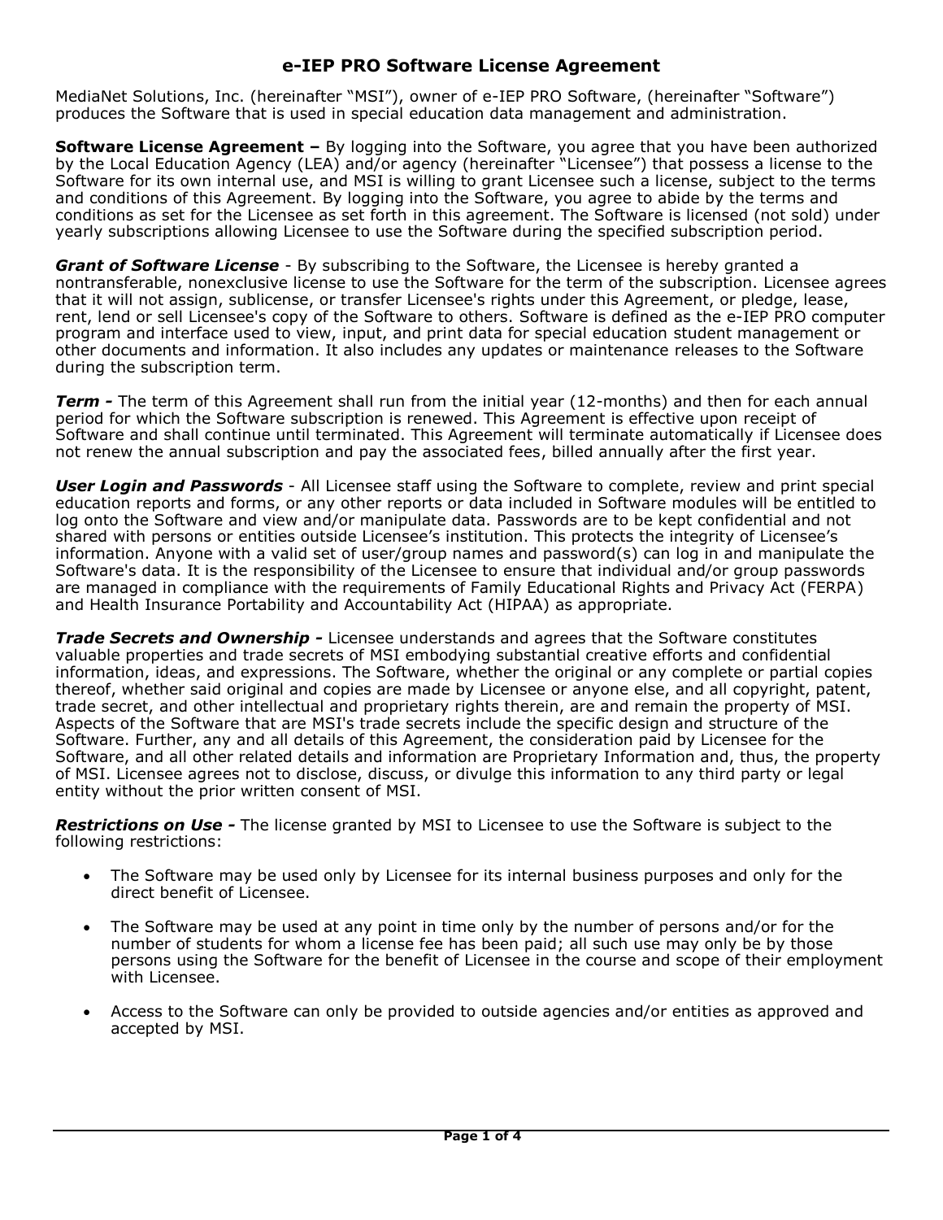# e-IEP PRO Software License Agreement

MediaNet Solutions, Inc. (hereinafter "MSI"), owner of e-IEP PRO Software, (hereinafter "Software") produces the Software that is used in special education data management and administration.

**Software License Agreement –** By logging into the Software, you agree that you have been authorized by the Local Education Agency (LEA) and/or agency (hereinafter "Licensee") that possess a license to the Software for its own internal use, and MSI is willing to grant Licensee such a license, subject to the terms and conditions of this Agreement. By logging into the Software, you agree to abide by the terms and conditions as set for the Licensee as set forth in this agreement. The Software is licensed (not sold) under yearly subscriptions allowing Licensee to use the Software during the specified subscription period.

***Grant of Software License*** - By subscribing to the Software, the Licensee is hereby granted a nontransferable, nonexclusive license to use the Software for the term of the subscription. Licensee agrees that it will not assign, sublicense, or transfer Licensee's rights under this Agreement, or pledge, lease, rent, lend or sell Licensee's copy of the Software to others. Software is defined as the e-IEP PRO computer program and interface used to view, input, and print data for special education student management or other documents and information. It also includes any updates or maintenance releases to the Software during the subscription term.

***Term -*** The term of this Agreement shall run from the initial year (12-months) and then for each annual period for which the Software subscription is renewed. This Agreement is effective upon receipt of Software and shall continue until terminated. This Agreement will terminate automatically if Licensee does not renew the annual subscription and pay the associated fees, billed annually after the first year.

***User Login and Passwords*** - All Licensee staff using the Software to complete, review and print special education reports and forms, or any other reports or data included in Software modules will be entitled to log onto the Software and view and/or manipulate data. Passwords are to be kept confidential and not shared with persons or entities outside Licensee's institution. This protects the integrity of Licensee's information. Anyone with a valid set of user/group names and password(s) can log in and manipulate the Software's data. It is the responsibility of the Licensee to ensure that individual and/or group passwords are managed in compliance with the requirements of Family Educational Rights and Privacy Act (FERPA) and Health Insurance Portability and Accountability Act (HIPAA) as appropriate.

***Trade Secrets and Ownership -*** Licensee understands and agrees that the Software constitutes valuable properties and trade secrets of MSI embodying substantial creative efforts and confidential information, ideas, and expressions. The Software, whether the original or any complete or partial copies thereof, whether said original and copies are made by Licensee or anyone else, and all copyright, patent, trade secret, and other intellectual and proprietary rights therein, are and remain the property of MSI. Aspects of the Software that are MSI's trade secrets include the specific design and structure of the Software. Further, any and all details of this Agreement, the consideration paid by Licensee for the Software, and all other related details and information are Proprietary Information and, thus, the property of MSI. Licensee agrees not to disclose, discuss, or divulge this information to any third party or legal entity without the prior written consent of MSI.

***Restrictions on Use -*** The license granted by MSI to Licensee to use the Software is subject to the following restrictions:

- The Software may be used only by Licensee for its internal business purposes and only for the direct benefit of Licensee.
- The Software may be used at any point in time only by the number of persons and/or for the number of students for whom a license fee has been paid; all such use may only be by those persons using the Software for the benefit of Licensee in the course and scope of their employment with Licensee.
- Access to the Software can only be provided to outside agencies and/or entities as approved and accepted by MSI.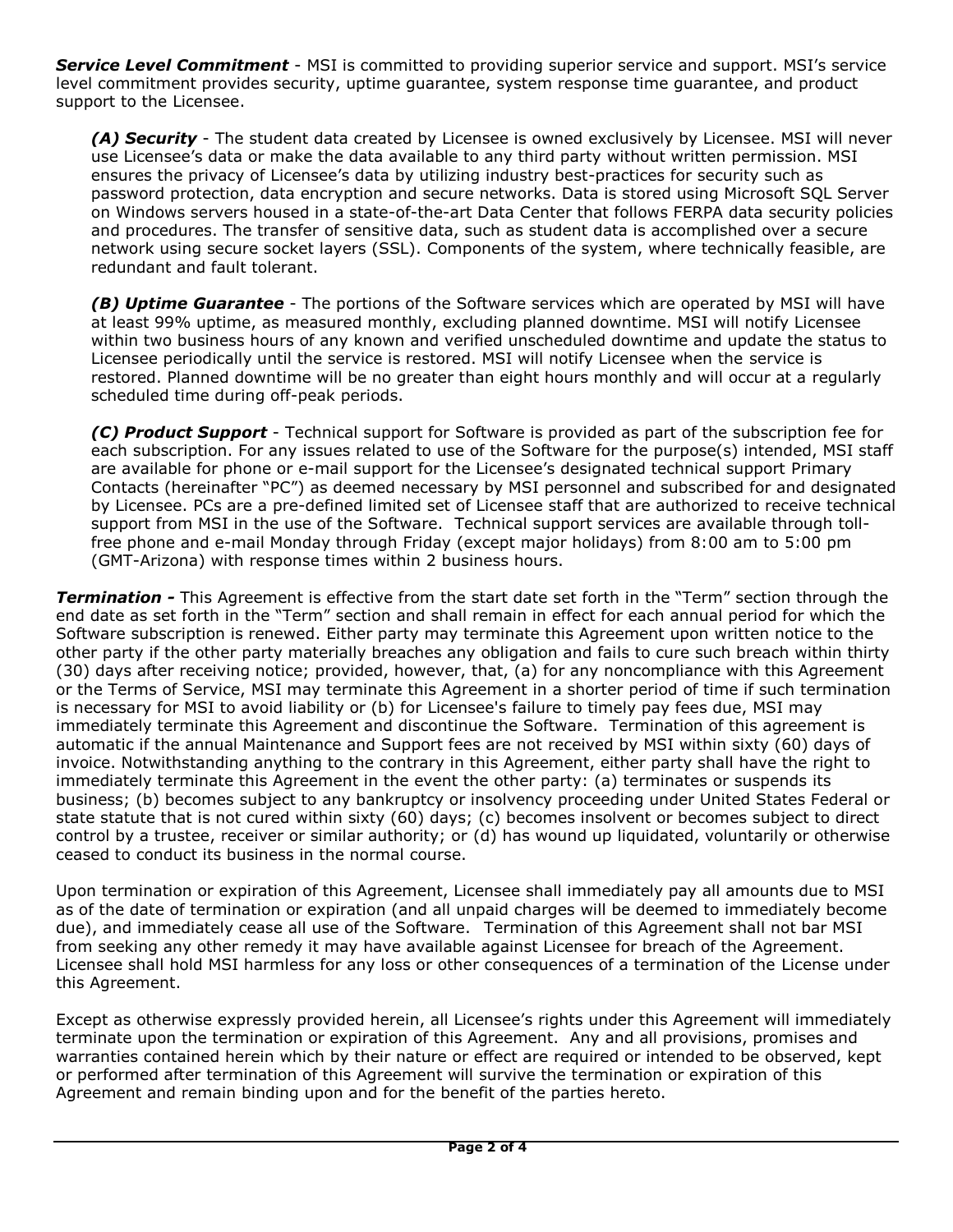***Service Level Commitment*** - MSI is committed to providing superior service and support. MSI's service level commitment provides security, uptime guarantee, system response time guarantee, and product support to the Licensee.

> ***(A) Security*** - The student data created by Licensee is owned exclusively by Licensee. MSI will never use Licensee's data or make the data available to any third party without written permission. MSI ensures the privacy of Licensee's data by utilizing industry best-practices for security such as password protection, data encryption and secure networks. Data is stored using Microsoft SQL Server on Windows servers housed in a state-of-the-art Data Center that follows FERPA data security policies and procedures. The transfer of sensitive data, such as student data is accomplished over a secure network using secure socket layers (SSL). Components of the system, where technically feasible, are redundant and fault tolerant.
>
> ***(B) Uptime Guarantee*** - The portions of the Software services which are operated by MSI will have at least 99% uptime, as measured monthly, excluding planned downtime. MSI will notify Licensee within two business hours of any known and verified unscheduled downtime and update the status to Licensee periodically until the service is restored. MSI will notify Licensee when the service is restored. Planned downtime will be no greater than eight hours monthly and will occur at a regularly scheduled time during off-peak periods.
>
> ***(C) Product Support*** - Technical support for Software is provided as part of the subscription fee for each subscription. For any issues related to use of the Software for the purpose(s) intended, MSI staff are available for phone or e-mail support for the Licensee's designated technical support Primary Contacts (hereinafter "PC") as deemed necessary by MSI personnel and subscribed for and designated by Licensee. PCs are a pre-defined limited set of Licensee staff that are authorized to receive technical support from MSI in the use of the Software. Technical support services are available through toll-free phone and e-mail Monday through Friday (except major holidays) from 8:00 am to 5:00 pm (GMT-Arizona) with response times within 2 business hours.

***Termination -*** This Agreement is effective from the start date set forth in the "Term" section through the end date as set forth in the "Term" section and shall remain in effect for each annual period for which the Software subscription is renewed. Either party may terminate this Agreement upon written notice to the other party if the other party materially breaches any obligation and fails to cure such breach within thirty (30) days after receiving notice; provided, however, that, (a) for any noncompliance with this Agreement or the Terms of Service, MSI may terminate this Agreement in a shorter period of time if such termination is necessary for MSI to avoid liability or (b) for Licensee's failure to timely pay fees due, MSI may immediately terminate this Agreement and discontinue the Software. Termination of this agreement is automatic if the annual Maintenance and Support fees are not received by MSI within sixty (60) days of invoice. Notwithstanding anything to the contrary in this Agreement, either party shall have the right to immediately terminate this Agreement in the event the other party: (a) terminates or suspends its business; (b) becomes subject to any bankruptcy or insolvency proceeding under United States Federal or state statute that is not cured within sixty (60) days; (c) becomes insolvent or becomes subject to direct control by a trustee, receiver or similar authority; or (d) has wound up liquidated, voluntarily or otherwise ceased to conduct its business in the normal course.

Upon termination or expiration of this Agreement, Licensee shall immediately pay all amounts due to MSI as of the date of termination or expiration (and all unpaid charges will be deemed to immediately become due), and immediately cease all use of the Software. Termination of this Agreement shall not bar MSI from seeking any other remedy it may have available against Licensee for breach of the Agreement. Licensee shall hold MSI harmless for any loss or other consequences of a termination of the License under this Agreement.

Except as otherwise expressly provided herein, all Licensee's rights under this Agreement will immediately terminate upon the termination or expiration of this Agreement. Any and all provisions, promises and warranties contained herein which by their nature or effect are required or intended to be observed, kept or performed after termination of this Agreement will survive the termination or expiration of this Agreement and remain binding upon and for the benefit of the parties hereto.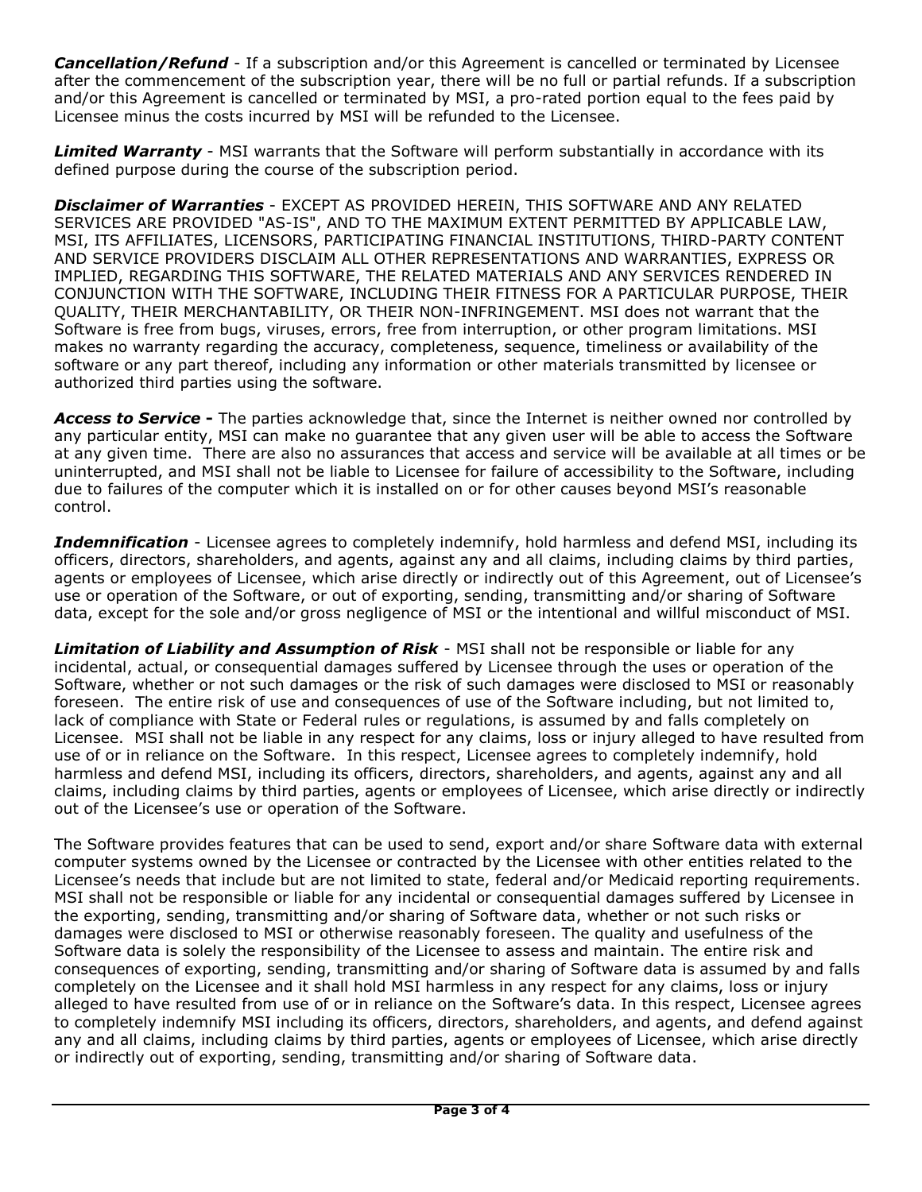***Cancellation/Refund*** - If a subscription and/or this Agreement is cancelled or terminated by Licensee after the commencement of the subscription year, there will be no full or partial refunds. If a subscription and/or this Agreement is cancelled or terminated by MSI, a pro-rated portion equal to the fees paid by Licensee minus the costs incurred by MSI will be refunded to the Licensee.

***Limited Warranty*** - MSI warrants that the Software will perform substantially in accordance with its defined purpose during the course of the subscription period.

***Disclaimer of Warranties*** - EXCEPT AS PROVIDED HEREIN, THIS SOFTWARE AND ANY RELATED SERVICES ARE PROVIDED "AS-IS", AND TO THE MAXIMUM EXTENT PERMITTED BY APPLICABLE LAW, MSI, ITS AFFILIATES, LICENSORS, PARTICIPATING FINANCIAL INSTITUTIONS, THIRD-PARTY CONTENT AND SERVICE PROVIDERS DISCLAIM ALL OTHER REPRESENTATIONS AND WARRANTIES, EXPRESS OR IMPLIED, REGARDING THIS SOFTWARE, THE RELATED MATERIALS AND ANY SERVICES RENDERED IN CONJUNCTION WITH THE SOFTWARE, INCLUDING THEIR FITNESS FOR A PARTICULAR PURPOSE, THEIR QUALITY, THEIR MERCHANTABILITY, OR THEIR NON-INFRINGEMENT. MSI does not warrant that the Software is free from bugs, viruses, errors, free from interruption, or other program limitations. MSI makes no warranty regarding the accuracy, completeness, sequence, timeliness or availability of the software or any part thereof, including any information or other materials transmitted by licensee or authorized third parties using the software.

***Access to Service -*** The parties acknowledge that, since the Internet is neither owned nor controlled by any particular entity, MSI can make no guarantee that any given user will be able to access the Software at any given time. There are also no assurances that access and service will be available at all times or be uninterrupted, and MSI shall not be liable to Licensee for failure of accessibility to the Software, including due to failures of the computer which it is installed on or for other causes beyond MSI's reasonable control.

***Indemnification*** - Licensee agrees to completely indemnify, hold harmless and defend MSI, including its officers, directors, shareholders, and agents, against any and all claims, including claims by third parties, agents or employees of Licensee, which arise directly or indirectly out of this Agreement, out of Licensee's use or operation of the Software, or out of exporting, sending, transmitting and/or sharing of Software data, except for the sole and/or gross negligence of MSI or the intentional and willful misconduct of MSI.

***Limitation of Liability and Assumption of Risk*** - MSI shall not be responsible or liable for any incidental, actual, or consequential damages suffered by Licensee through the uses or operation of the Software, whether or not such damages or the risk of such damages were disclosed to MSI or reasonably foreseen. The entire risk of use and consequences of use of the Software including, but not limited to, lack of compliance with State or Federal rules or regulations, is assumed by and falls completely on Licensee. MSI shall not be liable in any respect for any claims, loss or injury alleged to have resulted from use of or in reliance on the Software. In this respect, Licensee agrees to completely indemnify, hold harmless and defend MSI, including its officers, directors, shareholders, and agents, against any and all claims, including claims by third parties, agents or employees of Licensee, which arise directly or indirectly out of the Licensee's use or operation of the Software.

The Software provides features that can be used to send, export and/or share Software data with external computer systems owned by the Licensee or contracted by the Licensee with other entities related to the Licensee's needs that include but are not limited to state, federal and/or Medicaid reporting requirements. MSI shall not be responsible or liable for any incidental or consequential damages suffered by Licensee in the exporting, sending, transmitting and/or sharing of Software data, whether or not such risks or damages were disclosed to MSI or otherwise reasonably foreseen. The quality and usefulness of the Software data is solely the responsibility of the Licensee to assess and maintain. The entire risk and consequences of exporting, sending, transmitting and/or sharing of Software data is assumed by and falls completely on the Licensee and it shall hold MSI harmless in any respect for any claims, loss or injury alleged to have resulted from use of or in reliance on the Software's data. In this respect, Licensee agrees to completely indemnify MSI including its officers, directors, shareholders, and agents, and defend against any and all claims, including claims by third parties, agents or employees of Licensee, which arise directly or indirectly out of exporting, sending, transmitting and/or sharing of Software data.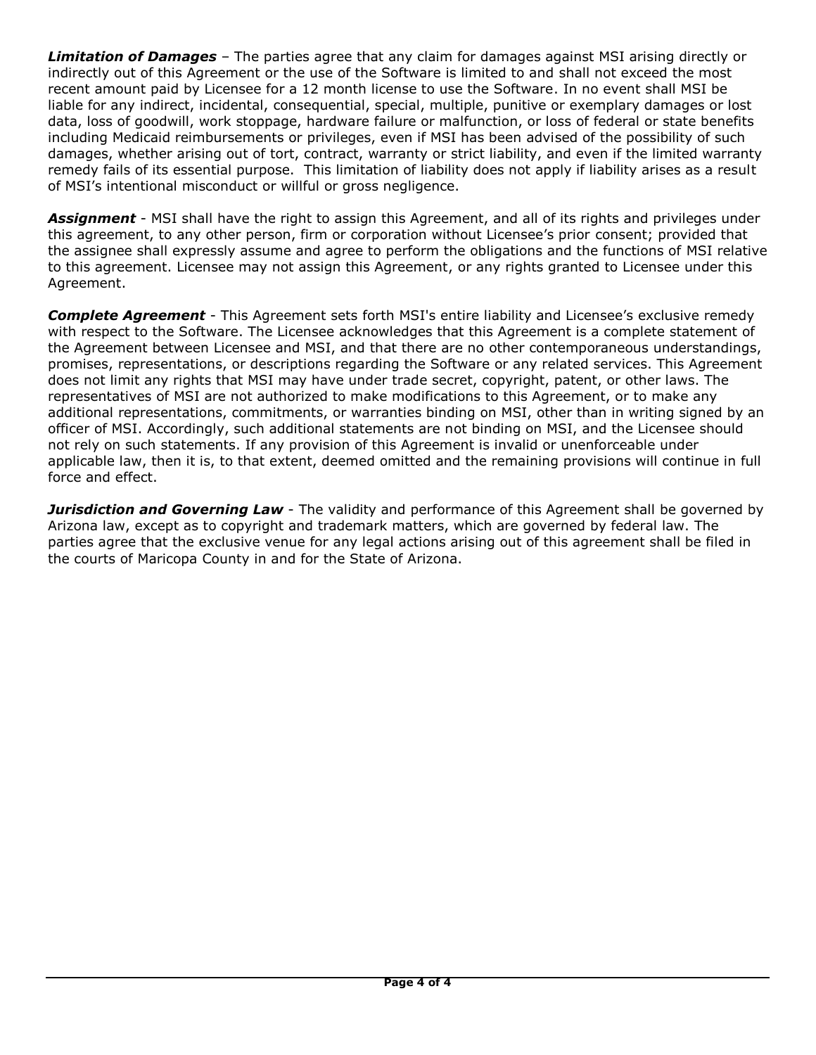***Limitation of Damages*** – The parties agree that any claim for damages against MSI arising directly or indirectly out of this Agreement or the use of the Software is limited to and shall not exceed the most recent amount paid by Licensee for a 12 month license to use the Software. In no event shall MSI be liable for any indirect, incidental, consequential, special, multiple, punitive or exemplary damages or lost data, loss of goodwill, work stoppage, hardware failure or malfunction, or loss of federal or state benefits including Medicaid reimbursements or privileges, even if MSI has been advised of the possibility of such damages, whether arising out of tort, contract, warranty or strict liability, and even if the limited warranty remedy fails of its essential purpose.  This limitation of liability does not apply if liability arises as a result of MSI's intentional misconduct or willful or gross negligence.

***Assignment*** - MSI shall have the right to assign this Agreement, and all of its rights and privileges under this agreement, to any other person, firm or corporation without Licensee's prior consent; provided that the assignee shall expressly assume and agree to perform the obligations and the functions of MSI relative to this agreement. Licensee may not assign this Agreement, or any rights granted to Licensee under this Agreement.

***Complete Agreement*** - This Agreement sets forth MSI's entire liability and Licensee's exclusive remedy with respect to the Software. The Licensee acknowledges that this Agreement is a complete statement of the Agreement between Licensee and MSI, and that there are no other contemporaneous understandings, promises, representations, or descriptions regarding the Software or any related services. This Agreement does not limit any rights that MSI may have under trade secret, copyright, patent, or other laws. The representatives of MSI are not authorized to make modifications to this Agreement, or to make any additional representations, commitments, or warranties binding on MSI, other than in writing signed by an officer of MSI. Accordingly, such additional statements are not binding on MSI, and the Licensee should not rely on such statements. If any provision of this Agreement is invalid or unenforceable under applicable law, then it is, to that extent, deemed omitted and the remaining provisions will continue in full force and effect.

***Jurisdiction and Governing Law*** - The validity and performance of this Agreement shall be governed by Arizona law, except as to copyright and trademark matters, which are governed by federal law. The parties agree that the exclusive venue for any legal actions arising out of this agreement shall be filed in the courts of Maricopa County in and for the State of Arizona.